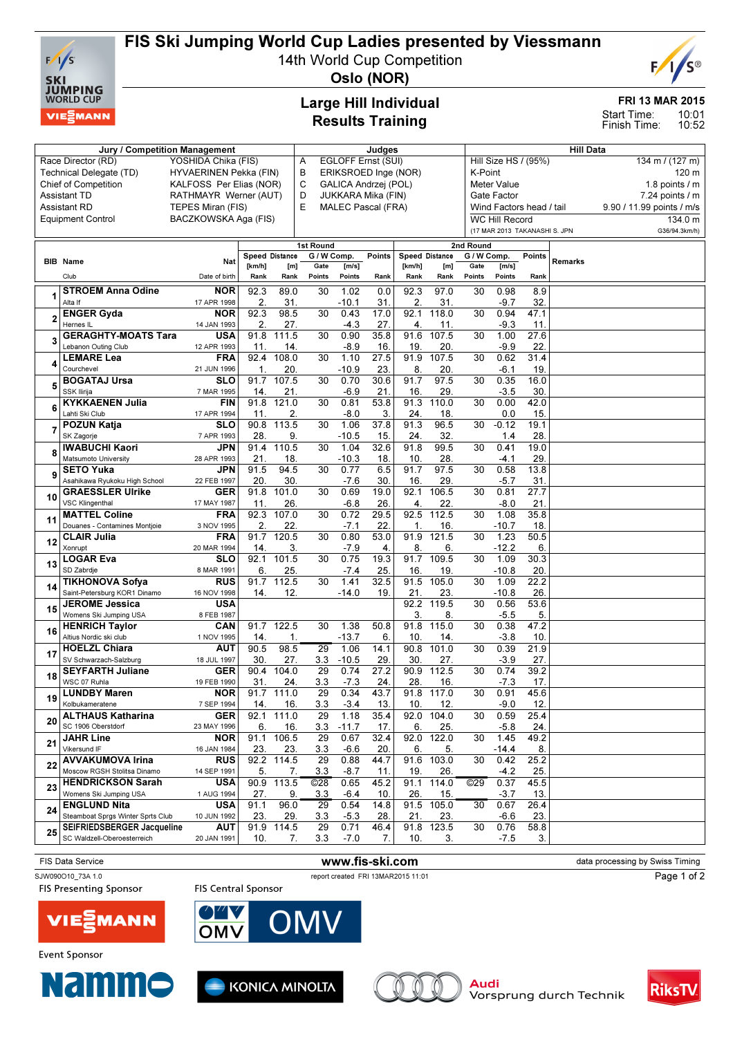# FIS Ski Jumping World Cup Ladies presented by Viessmann

14th World Cup Competition

**Oslo (NOR)**

## Large Hill Individual
## Results Training

**FRI 13 MAR 2015**

Start Time: 10:01
Finish Time: 10:52

| Jury / Competition Management | | Judges | | Hill Data | |
|---|---|---|---|---|---|
| Race Director (RD) | YOSHIDA Chika (FIS) | A | EGLOFF Ernst (SUI) | Hill Size HS / (95%) | 134 m / (127 m) |
| Technical Delegate (TD) | HYVAERINEN Pekka (FIN) | B | ERIKSROED Inge (NOR) | K-Point | 120 m |
| Chief of Competition | KALFOSS Per Elias (NOR) | C | GALICA Andrzej (POL) | Meter Value | 1.8 points / m |
| Assistant TD | RATHMAYR Werner (AUT) | D | JUKKARA Mika (FIN) | Gate Factor | 7.24 points / m |
| Assistant RD | TEPES Miran (FIS) | E | MALEC Pascal (FRA) | Wind Factors head / tail | 9.90 / 11.99 points / m/s |
| Equipment Control | BACZKOWSKA Aga (FIS) | | | WC Hill Record | 134.0 m |
| | | | | (17 MAR 2013 TAKANASHI S. JPN | G36/94.3km/h) |

| BIB | Name / Club | Nat / Date of birth | 1st Round Speed [km/h] / Rank | Distance [m] / Rank | Gate / Points | W Comp. [m/s] / Points | Points / Rank | 2nd Round Speed [km/h] / Rank | Distance [m] / Rank | Gate / Points | W Comp. [m/s] / Points | Points / Rank | Remarks |
|---|---|---|---|---|---|---|---|---|---|---|---|---|---|
| 1 | **STROEM Anna Odine** / Alta If | NOR / 17 APR 1998 | 92.3 / 2. | 89.0 / 31. | 30 | 1.02 / -10.1 | 0.0 / 31. | 92.3 / 2. | 97.0 / 31. | 30 | 0.98 / -9.7 | 8.9 / 32. | |
| 2 | **ENGER Gyda** / Hernes IL | NOR / 14 JAN 1993 | 92.3 / 2. | 98.5 / 27. | 30 | 0.43 / -4.3 | 17.0 / 27. | 92.1 / 4. | 118.0 / 11. | 30 | 0.94 / -9.3 | 47.1 / 11. | |
| 3 | **GERAGHTY-MOATS Tara** / Lebanon Outing Club | USA / 12 APR 1993 | 91.8 / 11. | 111.5 / 14. | 30 | 0.90 / -8.9 | 35.8 / 16. | 91.6 / 19. | 107.5 / 20. | 30 | 1.00 / -9.9 | 27.6 / 22. | |
| 4 | **LEMARE Lea** / Courchevel | FRA / 21 JUN 1996 | 92.4 / 1. | 108.0 / 20. | 30 | 1.10 / -10.9 | 27.5 / 23. | 91.9 / 8. | 107.5 / 20. | 30 | 0.62 / -6.1 | 31.4 / 19. | |
| 5 | **BOGATAJ Ursa** / SSK Ilirija | SLO / 7 MAR 1995 | 91.7 / 14. | 107.5 / 21. | 30 | 0.70 / -6.9 | 30.6 / 21. | 91.7 / 16. | 97.5 / 29. | 30 | 0.35 / -3.5 | 16.0 / 30. | |
| 6 | **KYKKAENEN Julia** / Lahti Ski Club | FIN / 17 APR 1994 | 91.8 / 11. | 121.0 / 2. | 30 | 0.81 / -8.0 | 53.8 / 3. | 91.3 / 24. | 110.0 / 18. | 30 | 0.00 / 0.0 | 42.0 / 15. | |
| 7 | **POZUN Katja** / SK Zagorje | SLO / 7 APR 1993 | 90.8 / 28. | 113.5 / 9. | 30 | 1.06 / -10.5 | 37.8 / 15. | 91.3 / 24. | 96.5 / 32. | 30 | -0.12 / 1.4 | 19.1 / 28. | |
| 8 | **IWABUCHI Kaori** / Matsumoto University | JPN / 28 APR 1993 | 91.4 / 21. | 110.5 / 18. | 30 | 1.04 / -10.3 | 32.6 / 18. | 91.8 / 10. | 99.5 / 28. | 30 | 0.41 / -4.1 | 19.0 / 29. | |
| 9 | **SETO Yuka** / Asahikawa Ryukoku High School | JPN / 22 FEB 1997 | 91.5 / 20. | 94.5 / 30. | 30 | 0.77 / -7.6 | 6.5 / 30. | 91.7 / 16. | 97.5 / 29. | 30 | 0.58 / -5.7 | 13.8 / 31. | |
| 10 | **GRAESSLER Ulrike** / VSC Klingenthal | GER / 17 MAY 1987 | 91.8 / 11. | 101.0 / 26. | 30 | 0.69 / -6.8 | 19.0 / 26. | 92.1 / 4. | 106.5 / 22. | 30 | 0.81 / -8.0 | 27.7 / 21. | |
| 11 | **MATTEL Coline** / Douanes - Contamines Montjoie | FRA / 3 NOV 1995 | 92.3 / 2. | 107.0 / 22. | 30 | 0.72 / -7.1 | 29.5 / 22. | 92.5 / 1. | 112.5 / 16. | 30 | 1.08 / -10.7 | 35.8 / 18. | |
| 12 | **CLAIR Julia** / Xonrupt | FRA / 20 MAR 1994 | 91.7 / 14. | 120.5 / 3. | 30 | 0.80 / -7.9 | 53.0 / 4. | 91.9 / 8. | 121.5 / 6. | 30 | 1.23 / -12.2 | 50.5 / 6. | |
| 13 | **LOGAR Eva** / SD Zabrdje | SLO / 8 MAR 1991 | 92.1 / 6. | 101.5 / 25. | 30 | 0.75 / -7.4 | 19.3 / 25. | 91.7 / 16. | 109.5 / 19. | 30 | 1.09 / -10.8 | 30.3 / 20. | |
| 14 | **TIKHONOVA Sofya** / Saint-Petersburg KOR1 Dinamo | RUS / 16 NOV 1998 | 91.7 / 14. | 112.5 / 12. | 30 | 1.41 / -14.0 | 32.5 / 19. | 91.5 / 21. | 105.0 / 23. | 30 | 1.09 / -10.8 | 22.2 / 26. | |
| 15 | **JEROME Jessica** / Womens Ski Jumping USA | USA / 8 FEB 1987 | | | | | | 92.2 / 3. | 119.5 / 8. | 30 | 0.56 / -5.5 | 53.6 / 5. | |
| 16 | **HENRICH Taylor** / Altius Nordic ski club | CAN / 1 NOV 1995 | 91.7 / 14. | 122.5 / 1. | 30 | 1.38 / -13.7 | 50.8 / 6. | 91.8 / 10. | 115.0 / 14. | 30 | 0.38 / -3.8 | 47.2 / 10. | |
| 17 | **HOELZL Chiara** / SV Schwarzach-Salzburg | AUT / 18 JUL 1997 | 90.5 / 30. | 98.5 / 27. | 29 / 3.3 | 1.06 / -10.5 | 14.1 / 29. | 90.8 / 30. | 101.0 / 27. | 30 | 0.39 / -3.9 | 21.9 / 27. | |
| 18 | **SEYFARTH Juliane** / WSC 07 Ruhla | GER / 19 FEB 1990 | 90.4 / 31. | 104.0 / 24. | 29 / 3.3 | 0.74 / -7.3 | 27.2 / 24. | 90.9 / 28. | 112.5 / 16. | 30 | 0.74 / -7.3 | 39.2 / 17. | |
| 19 | **LUNDBY Maren** / Kolbukameratene | NOR / 7 SEP 1994 | 91.7 / 14. | 111.0 / 16. | 29 / 3.3 | 0.34 / -3.4 | 43.7 / 13. | 91.8 / 10. | 117.0 / 12. | 30 | 0.91 / -9.0 | 45.6 / 12. | |
| 20 | **ALTHAUS Katharina** / SC 1906 Oberstdorf | GER / 23 MAY 1996 | 92.1 / 6. | 111.0 / 16. | 29 / 3.3 | 1.18 / -11.7 | 35.4 / 17. | 92.0 / 6. | 104.0 / 25. | 30 | 0.59 / -5.8 | 25.4 / 24. | |
| 21 | **JAHR Line** / Vikersund IF | NOR / 16 JAN 1984 | 91.1 / 23. | 106.5 / 23. | 29 / 3.3 | 0.67 / -6.6 | 32.4 / 20. | 92.0 / 6. | 122.0 / 5. | 30 | 1.45 / -14.4 | 49.2 / 8. | |
| 22 | **AVVAKUMOVA Irina** / Moscow RGSH Stolitsa Dinamo | RUS / 14 SEP 1991 | 92.2 / 5. | 114.5 / 7. | 29 / 3.3 | 0.88 / -8.7 | 44.7 / 11. | 91.6 / 19. | 103.0 / 26. | 30 | 0.42 / -4.2 | 25.2 / 25. | |
| 23 | **HENDRICKSON Sarah** / Womens Ski Jumping USA | USA / 1 AUG 1994 | 90.9 / 27. | 113.5 / 9. | ©28 / 3.3 | 0.65 / -6.4 | 45.2 / 10. | 91.1 / 26. | 114.0 / 15. | ©29 | 0.37 / -3.7 | 45.5 / 13. | |
| 24 | **ENGLUND Nita** / Steamboat Sprgs Winter Sprts Club | USA / 10 JUN 1992 | 91.1 / 23. | 96.0 / 29. | 29 / 3.3 | 0.54 / -5.3 | 14.8 / 28. | 91.5 / 21. | 105.0 / 23. | 30 | 0.67 / -6.6 | 26.4 / 23. | |
| 25 | **SEIFRIEDSBERGER Jacqueline** / SC Waldzell-Oberoesterreich | AUT / 20 JAN 1991 | 91.9 / 10. | 114.5 / 7. | 29 / 3.3 | 0.71 / -7.0 | 46.4 / 7. | 91.8 / 10. | 123.5 / 3. | 30 | 0.76 / -7.5 | 58.8 / 3. | |

FIS Data Service | www.fis-ski.com | data processing by Swiss Timing

SJW090O10_73A 1.0 | report created FRI 13MAR2015 11:01

FIS Presenting Sponsor: VIESSMANN | FIS Central Sponsor: OMV

Event Sponsor: Nammo, KONICA MINOLTA, Audi Vorsprung durch Technik, RiksTV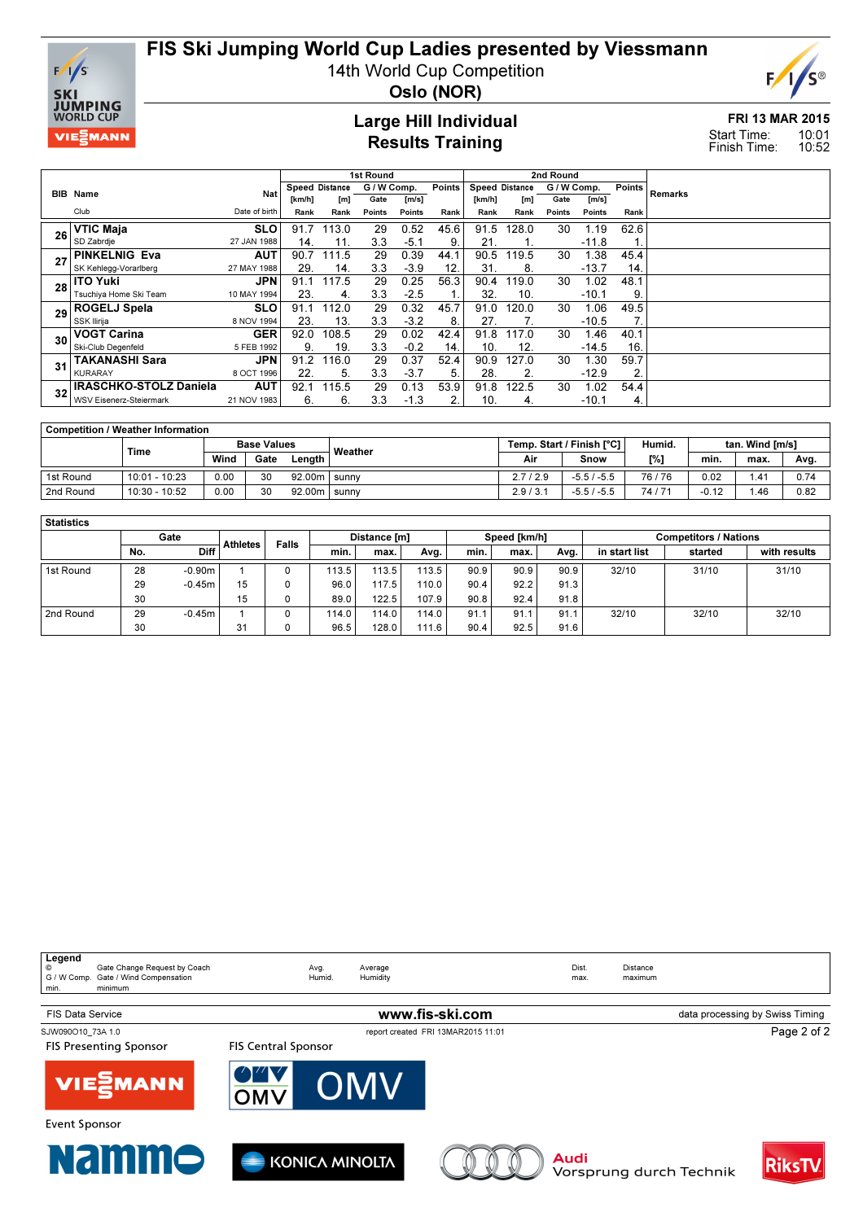# FIS Ski Jumping World Cup Ladies presented by Viessmann

14th World Cup Competition

**Oslo (NOR)**

## Large Hill Individual
## Results Training

FRI 13 MAR 2015

Start Time: 10:01
Finish Time: 10:52

| BIB | Name / Club | Nat / Date of birth | 1st Round Speed [km/h] / Rank | Distance [m] / Rank | G / W Comp. Gate / Points | [m/s] / Points | Points / Rank | 2nd Round Speed [km/h] / Rank | Distance [m] / Rank | G / W Comp. Gate / Points | [m/s] / Points | Points / Rank | Remarks |
|---|---|---|---|---|---|---|---|---|---|---|---|---|---|
| 26 | VTIC Maja / SD Zabrdje | SLO / 27 JAN 1988 | 91.7 / 14. | 113.0 / 11. | 29 / 3.3 | 0.52 / -5.1 | 45.6 / 9. | 91.5 / 21. | 128.0 / 1. | 30 | 1.19 / -11.8 | 62.6 / 1. | |
| 27 | PINKELNIG Eva / SK Kehlegg-Vorarlberg | AUT / 27 MAY 1988 | 90.7 / 29. | 111.5 / 14. | 29 / 3.3 | 0.39 / -3.9 | 44.1 / 12. | 90.5 / 31. | 119.5 / 8. | 30 | 1.38 / -13.7 | 45.4 / 14. | |
| 28 | ITO Yuki / Tsuchiya Home Ski Team | JPN / 10 MAY 1994 | 91.1 / 23. | 117.5 / 4. | 29 / 3.3 | 0.25 / -2.5 | 56.3 / 1. | 90.4 / 32. | 119.0 / 10. | 30 | 1.02 / -10.1 | 48.1 / 9. | |
| 29 | ROGELJ Spela / SSK Ilirija | SLO / 8 NOV 1994 | 91.1 / 23. | 112.0 / 13. | 29 / 3.3 | 0.32 / -3.2 | 45.7 / 8. | 91.0 / 27. | 120.0 / 7. | 30 | 1.06 / -10.5 | 49.5 / 7. | |
| 30 | VOGT Carina / Ski-Club Degenfeld | GER / 5 FEB 1992 | 92.0 / 9. | 108.5 / 19. | 29 / 3.3 | 0.02 / -0.2 | 42.4 / 14. | 91.8 / 10. | 117.0 / 12. | 30 | 1.46 / -14.5 | 40.1 / 16. | |
| 31 | TAKANASHI Sara / KURARAY | JPN / 8 OCT 1996 | 91.2 / 22. | 116.0 / 5. | 29 / 3.3 | 0.37 / -3.7 | 52.4 / 5. | 90.9 / 28. | 127.0 / 2. | 30 | 1.30 / -12.9 | 59.7 / 2. | |
| 32 | IRASCHKO-STOLZ Daniela / WSV Eisenerz-Steiermark | AUT / 21 NOV 1983 | 92.1 / 6. | 115.5 / 6. | 29 / 3.3 | 0.13 / -1.3 | 53.9 / 2. | 91.8 / 10. | 122.5 / 4. | 30 | 1.02 / -10.1 | 54.4 / 4. | |

### Competition / Weather Information

| | Time | Base Values Wind | Gate | Length | Weather | Temp. Start / Finish [°C] Air | Snow | Humid. [%] | tan. Wind [m/s] min. | max. | Avg. |
|---|---|---|---|---|---|---|---|---|---|---|---|
| 1st Round | 10:01 - 10:23 | 0.00 | 30 | 92.00m | sunny | 2.7 / 2.9 | -5.5 / -5.5 | 76 / 76 | 0.02 | 1.41 | 0.74 |
| 2nd Round | 10:30 - 10:52 | 0.00 | 30 | 92.00m | sunny | 2.9 / 3.1 | -5.5 / -5.5 | 74 / 71 | -0.12 | 1.46 | 0.82 |

### Statistics

| | Gate No. | Diff | Athletes | Falls | Distance [m] min. | max. | Avg. | Speed [km/h] min. | max. | Avg. | Competitors / Nations in start list | started | with results |
|---|---|---|---|---|---|---|---|---|---|---|---|---|---|
| 1st Round | 28 | -0.90m | 1 | 0 | 113.5 | 113.5 | 113.5 | 90.9 | 90.9 | 90.9 | 32/10 | 31/10 | 31/10 |
| | 29 | -0.45m | 15 | 0 | 96.0 | 117.5 | 110.0 | 90.4 | 92.2 | 91.3 | | | |
| | 30 | | 15 | 0 | 89.0 | 122.5 | 107.9 | 90.8 | 92.4 | 91.8 | | | |
| 2nd Round | 29 | -0.45m | 1 | 0 | 114.0 | 114.0 | 114.0 | 91.1 | 91.1 | 91.1 | 32/10 | 32/10 | 32/10 |
| | 30 | | 31 | 0 | 96.5 | 128.0 | 111.6 | 90.4 | 92.5 | 91.6 | | | |

**Legend**

© Gate Change Request by Coach
G / W Comp. Gate / Wind Compensation
min. minimum
Avg. Average
Humid. Humidity
Dist. Distance
max. maximum

FIS Data Service — www.fis-ski.com — data processing by Swiss Timing

SJW090O10_73A 1.0 — report created FRI 13MAR2015 11:01

FIS Presenting Sponsor: VIESSMANN — FIS Central Sponsor: OMV

Event Sponsor: Nammo, KONICA MINOLTA, Audi Vorsprung durch Technik, RiksTV